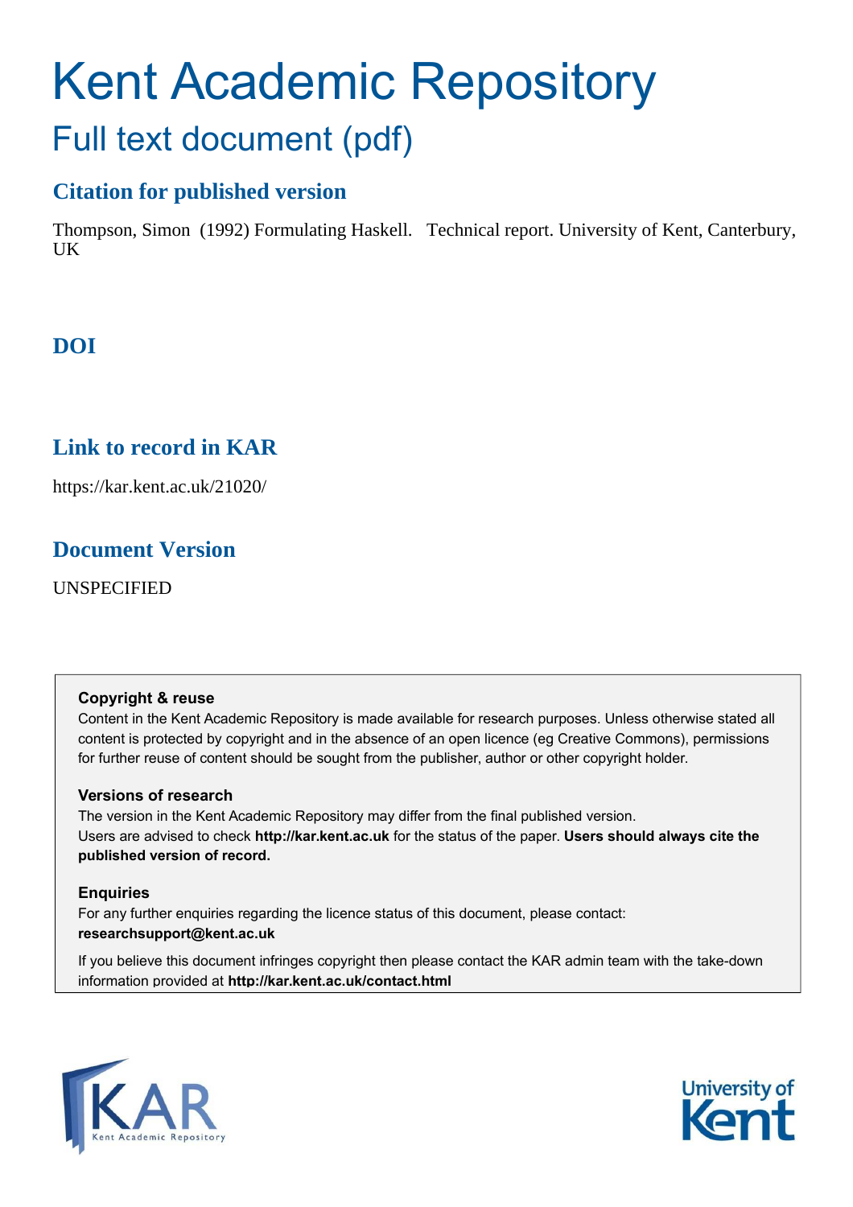# Kent Academic Repository

## Full text document (pdf)

### Citation for published version

Thompson, Simon (1992) Formulating Haskell. Technical report. University of Kent, Canterbury, UK

### DOI

### Link to record in KAR

https://kar.kent.ac.uk/21020/

### Document Version

UNSPECIFIED

**Copyright & reuse**

Content in the Kent Academic Repository is made available for research purposes. Unless otherwise stated all content is protected by copyright and in the absence of an open licence (eg Creative Commons), permissions for further reuse of content should be sought from the publisher, author or other copyright holder.

**Versions of research**

The version in the Kent Academic Repository may differ from the final published version. Users are advised to check **http://kar.kent.ac.uk** for the status of the paper. **Users should always cite the published version of record.**

**Enquiries**

For any further enquiries regarding the licence status of this document, please contact: **researchsupport@kent.ac.uk**

If you believe this document infringes copyright then please contact the KAR admin team with the take-down information provided at **http://kar.kent.ac.uk/contact.html**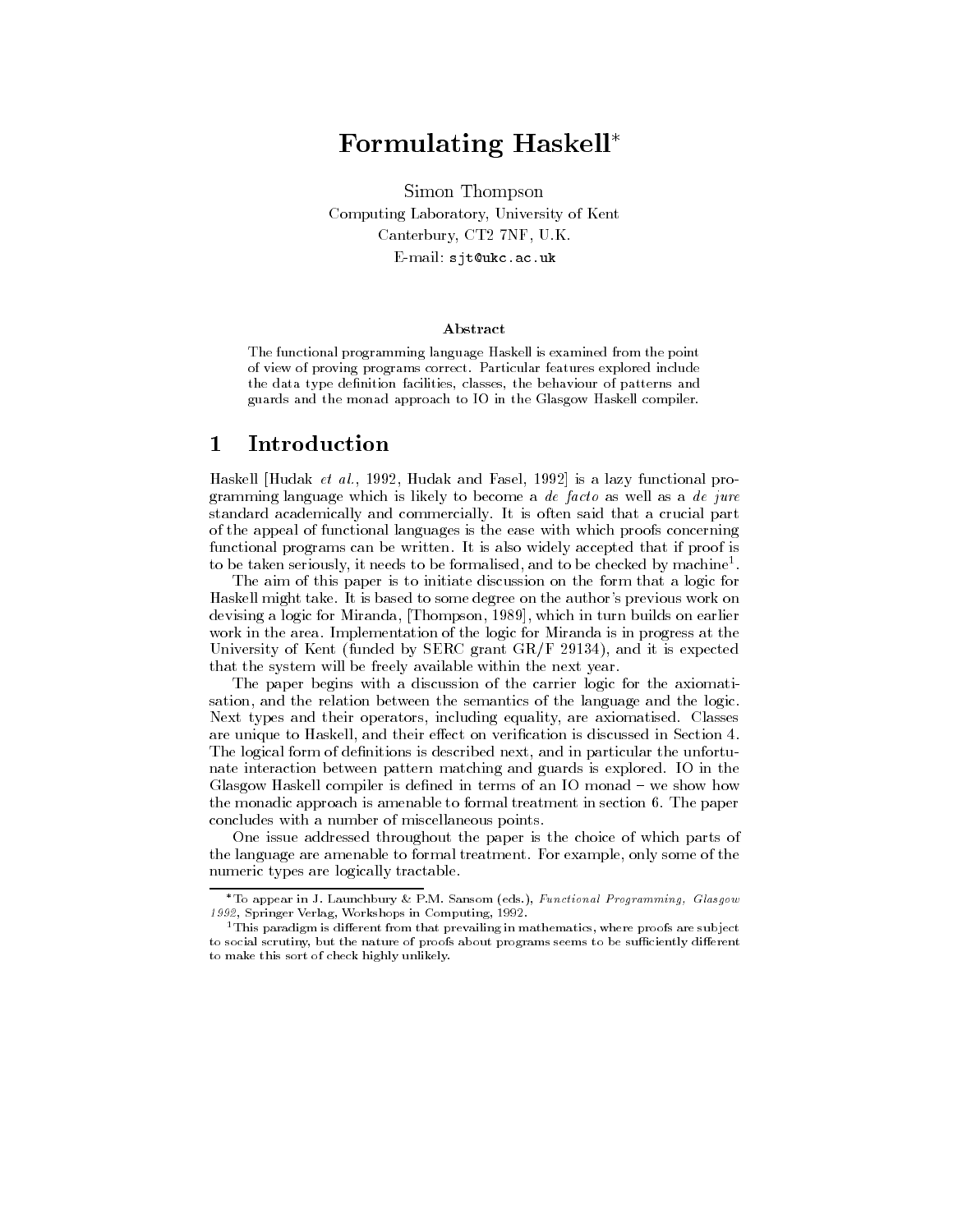# Formulating Haskell*

Simon Thompson
Computing Laboratory, University of Kent
Canterbury, CT2 7NF, U.K.
E-mail: sjt@ukc.ac.uk

### Abstract

The functional programming language Haskell is examined from the point of view of proving programs correct. Particular features explored include the data type definition facilities, classes, the behaviour of patterns and guards and the monad approach to IO in the Glasgow Haskell compiler.

## 1 Introduction

Haskell [Hudak *et al.*, 1992, Hudak and Fasel, 1992] is a lazy functional programming language which is likely to become a *de facto* as well as a *de jure* standard academically and commercially. It is often said that a crucial part of the appeal of functional languages is the ease with which proofs concerning functional programs can be written. It is also widely accepted that if proof is to be taken seriously, it needs to be formalised, and to be checked by machine[1].

The aim of this paper is to initiate discussion on the form that a logic for Haskell might take. It is based to some degree on the author's previous work on devising a logic for Miranda, [Thompson, 1989], which in turn builds on earlier work in the area. Implementation of the logic for Miranda is in progress at the University of Kent (funded by SERC grant GR/F 29134), and it is expected that the system will be freely available within the next year.

The paper begins with a discussion of the carrier logic for the axiomatisation, and the relation between the semantics of the language and the logic. Next types and their operators, including equality, are axiomatised. Classes are unique to Haskell, and their effect on verification is discussed in Section 4. The logical form of definitions is described next, and in particular the unfortunate interaction between pattern matching and guards is explored. IO in the Glasgow Haskell compiler is defined in terms of an IO monad – we show how the monadic approach is amenable to formal treatment in section 6. The paper concludes with a number of miscellaneous points.

One issue addressed throughout the paper is the choice of which parts of the language are amenable to formal treatment. For example, only some of the numeric types are logically tractable.

*To appear in J. Launchbury & P.M. Sansom (eds.), *Functional Programming, Glasgow 1992*, Springer Verlag, Workshops in Computing, 1992.

[1]This paradigm is different from that prevailing in mathematics, where proofs are subject to social scrutiny, but the nature of proofs about programs seems to be sufficiently different to make this sort of check highly unlikely.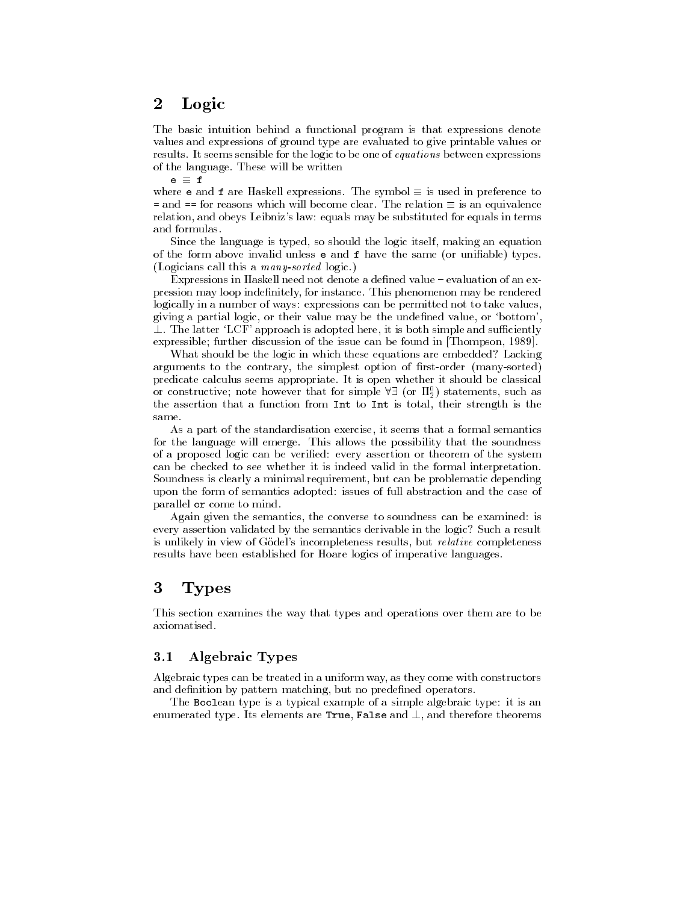## 2 Logic

The basic intuition behind a functional program is that expressions denote values and expressions of ground type are evaluated to give printable values or results. It seems sensible for the logic to be one of *equations* between expressions of the language. These will be written

```
e ≡ f
```

where `e` and `f` are Haskell expressions. The symbol $\equiv$ is used in preference to `=` and `==` for reasons which will become clear. The relation $\equiv$ is an equivalence relation, and obeys Leibniz's law: equals may be substituted for equals in terms and formulas.

Since the language is typed, so should the logic itself, making an equation of the form above invalid unless `e` and `f` have the same (or unifiable) types. (Logicians call this a *many-sorted* logic.)

Expressions in Haskell need not denote a defined value – evaluation of an expression may loop indefinitely, for instance. This phenomenon may be rendered logically in a number of ways: expressions can be permitted not to take values, giving a partial logic, or their value may be the undefined value, or 'bottom', $\perp$. The latter 'LCF' approach is adopted here, it is both simple and sufficiently expressible; further discussion of the issue can be found in [Thompson, 1989].

What should be the logic in which these equations are embedded? Lacking arguments to the contrary, the simplest option of first-order (many-sorted) predicate calculus seems appropriate. It is open whether it should be classical or constructive; note however that for simple $\forall\exists$ (or $\Pi^0_2$) statements, such as the assertion that a function from `Int` to `Int` is total, their strength is the same.

As a part of the standardisation exercise, it seems that a formal semantics for the language will emerge. This allows the possibility that the soundness of a proposed logic can be verified: every assertion or theorem of the system can be checked to see whether it is indeed valid in the formal interpretation. Soundness is clearly a minimal requirement, but can be problematic depending upon the form of semantics adopted: issues of full abstraction and the case of parallel `or` come to mind.

Again given the semantics, the converse to soundness can be examined: is every assertion validated by the semantics derivable in the logic? Such a result is unlikely in view of Gödel's incompleteness results, but *relative* completeness results have been established for Hoare logics of imperative languages.

## 3 Types

This section examines the way that types and operations over them are to be axiomatised.

### 3.1 Algebraic Types

Algebraic types can be treated in a uniform way, as they come with constructors and definition by pattern matching, but no predefined operators.

The `Boolean` type is a typical example of a simple algebraic type: it is an enumerated type. Its elements are `True`, `False` and $\perp$, and therefore theorems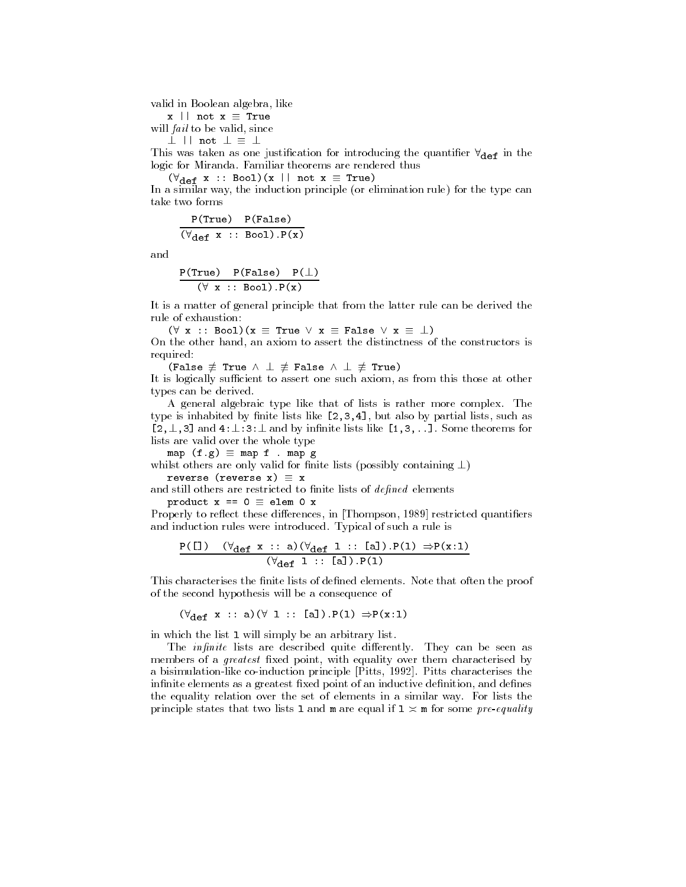valid in Boolean algebra, like

$\texttt{x || not x} \equiv \texttt{True}$

will *fail* to be valid, since

$\bot \texttt{ || not } \bot \equiv \bot$

This was taken as one justification for introducing the quantifier $\forall_{\texttt{def}}$ in the logic for Miranda. Familiar theorems are rendered thus

$(\forall_{\texttt{def}} \texttt{ x :: Bool})(\texttt{x || not x} \equiv \texttt{True})$

In a similar way, the induction principle (or elimination rule) for the type can take two forms

$$\frac{\texttt{P(True)} \quad \texttt{P(False)}}{(\forall_{\texttt{def}} \texttt{ x :: Bool}).\texttt{P(x)}}$$

and

$$\frac{\texttt{P(True)} \quad \texttt{P(False)} \quad \texttt{P}(\bot)}{(\forall \texttt{ x :: Bool}).\texttt{P(x)}}$$

It is a matter of general principle that from the latter rule can be derived the rule of exhaustion:

$(\forall \texttt{ x :: Bool})(\texttt{x} \equiv \texttt{True} \vee \texttt{x} \equiv \texttt{False} \vee \texttt{x} \equiv \bot)$

On the other hand, an axiom to assert the distinctness of the constructors is required:

$(\texttt{False} \not\equiv \texttt{True} \wedge \bot \not\equiv \texttt{False} \wedge \bot \not\equiv \texttt{True})$

It is logically sufficient to assert one such axiom, as from this those at other types can be derived.

A general algebraic type like that of lists is rather more complex. The type is inhabited by finite lists like `[2,3,4]`, but also by partial lists, such as `[2,`$\bot$`,3]` and `4:`$\bot$`:3:`$\bot$ and by infinite lists like `[1,3,..]`. Some theorems for lists are valid over the whole type

`map (f.g)` $\equiv$ `map f . map g`

whilst others are only valid for finite lists (possibly containing $\bot$)

`reverse (reverse x)` $\equiv$ `x`

and still others are restricted to finite lists of *defined* elements

`product x == 0` $\equiv$ `elem 0 x`

Properly to reflect these differences, in [Thompson, 1989] restricted quantifiers and induction rules were introduced. Typical of such a rule is

$$\frac{\texttt{P([])} \quad (\forall_{\texttt{def}} \texttt{ x :: a})(\forall_{\texttt{def}} \texttt{ l :: [a]}).\texttt{P(l)} \Rightarrow \texttt{P(x:l)}}{(\forall_{\texttt{def}} \texttt{ l :: [a]}).\texttt{P(l)}}$$

This characterises the finite lists of defined elements. Note that often the proof of the second hypothesis will be a consequence of

$$(\forall_{\texttt{def}} \texttt{ x :: a})(\forall \texttt{ l :: [a]}).\texttt{P(l)} \Rightarrow \texttt{P(x:l)}$$

in which the list `l` will simply be an arbitrary list.

The *infinite* lists are described quite differently. They can be seen as members of a *greatest* fixed point, with equality over them characterised by a bisimulation-like co-induction principle [Pitts, 1992]. Pitts characterises the infinite elements as a greatest fixed point of an inductive definition, and defines the equality relation over the set of elements in a similar way. For lists the principle states that two lists `l` and `m` are equal if $\texttt{l} \asymp \texttt{m}$ for some *pre-equality*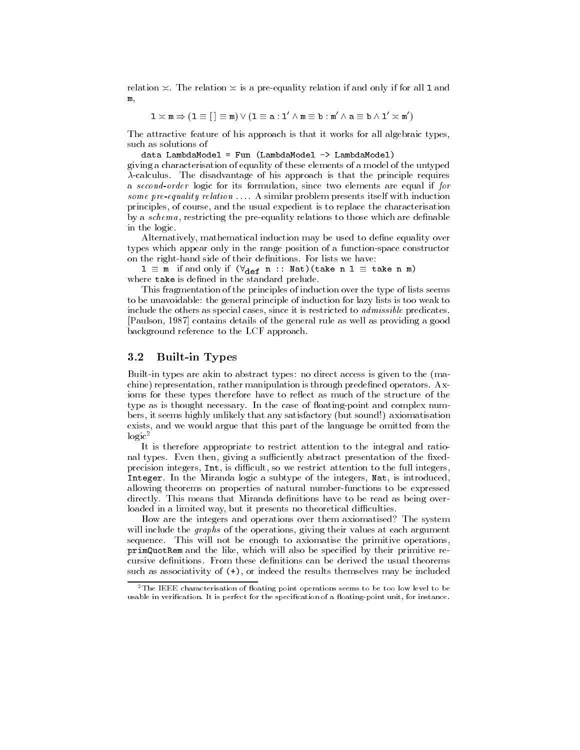relation $\asymp$. The relation $\asymp$ is a pre-equality relation if and only if for all l and m,

$$\mathtt{l} \asymp \mathtt{m} \Rightarrow (\mathtt{l} \equiv [\,] \equiv \mathtt{m}) \vee (\mathtt{l} \equiv \mathtt{a} : \mathtt{l}' \wedge \mathtt{m} \equiv \mathtt{b} : \mathtt{m}' \wedge \mathtt{a} \equiv \mathtt{b} \wedge \mathtt{l}' \asymp \mathtt{m}')$$

The attractive feature of his approach is that it works for all algebraic types, such as solutions of

```
data LambdaModel = Fun (LambdaModel -> LambdaModel)
```

giving a characterisation of equality of these elements of a model of the untyped $\lambda$-calculus. The disadvantage of his approach is that the principle requires a *second-order* logic for its formulation, since two elements are equal if *for some pre-equality relation ....* A similar problem presents itself with induction principles, of course, and the usual expedient is to replace the characterisation by a *schema*, restricting the pre-equality relations to those which are definable in the logic.

Alternatively, mathematical induction may be used to define equality over types which appear only in the range position of a function-space constructor on the right-hand side of their definitions. For lists we have:

l $\equiv$ m if and only if ($\forall_{\mathbf{def}}$ n :: Nat)(take n l $\equiv$ take n m)

where take is defined in the standard prelude.

This fragmentation of the principles of induction over the type of lists seems to be unavoidable: the general principle of induction for lazy lists is too weak to include the others as special cases, since it is restricted to *admissible* predicates. [Paulson, 1987] contains details of the general rule as well as providing a good background reference to the LCF approach.

## 3.2 Built-in Types

Built-in types are akin to abstract types: no direct access is given to the (machine) representation, rather manipulation is through predefined operators. Axioms for these types therefore have to reflect as much of the structure of the type as is thought necessary. In the case of floating-point and complex numbers, it seems highly unlikely that any satisfactory (but sound!) axiomatisation exists, and we would argue that this part of the language be omitted from the logic[2]

It is therefore appropriate to restrict attention to the integral and rational types. Even then, giving a sufficiently abstract presentation of the fixed-precision integers, Int, is difficult, so we restrict attention to the full integers, Integer. In the Miranda logic a subtype of the integers, Nat, is introduced, allowing theorems on properties of natural number-functions to be expressed directly. This means that Miranda definitions have to be read as being overloaded in a limited way, but it presents no theoretical difficulties.

How are the integers and operations over them axiomatised? The system will include the *graphs* of the operations, giving their values at each argument sequence. This will not be enough to axiomatise the primitive operations, primQuotRem and the like, which will also be specified by their primitive recursive definitions. From these definitions can be derived the usual theorems such as associativity of (+), or indeed the results themselves may be included

[2] The IEEE characterisation of floating point operations seems to be too low level to be usable in verification. It is perfect for the specification of a floating-point unit, for instance.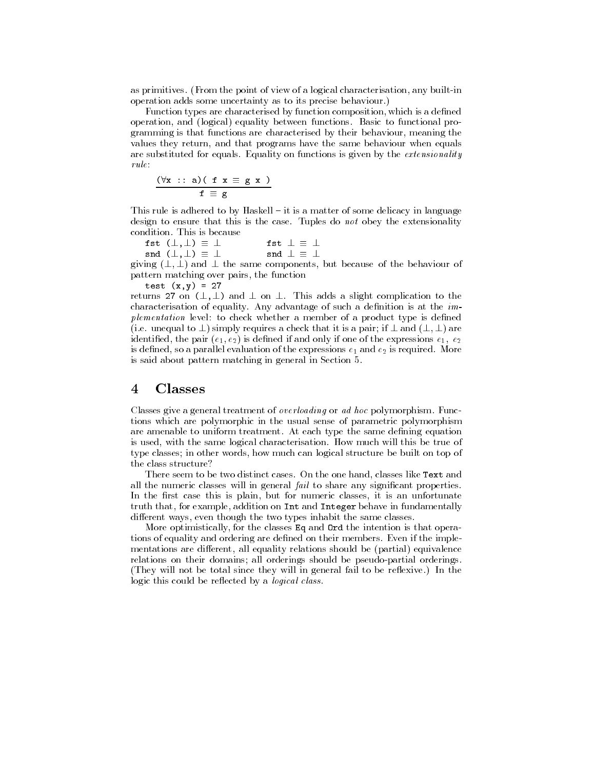as primitives. (From the point of view of a logical characterisation, any built-in operation adds some uncertainty as to its precise behaviour.)

Function types are characterised by function composition, which is a defined operation, and (logical) equality between functions. Basic to functional programming is that functions are characterised by their behaviour, meaning the values they return, and that programs have the same behaviour when equals are substituted for equals. Equality on functions is given by the *extensionality rule*:

$$\frac{(\forall \texttt{x :: a})(\ \texttt{f x} \equiv \texttt{g x}\ )}{\texttt{f} \equiv \texttt{g}}$$

This rule is adhered to by Haskell – it is a matter of some delicacy in language design to ensure that this is the case. Tuples do *not* obey the extensionality condition. This is because

```
fst (⊥,⊥) ≡ ⊥          fst ⊥ ≡ ⊥
snd (⊥,⊥) ≡ ⊥          snd ⊥ ≡ ⊥
```

giving $(\perp,\perp)$ and $\perp$ the same components, but because of the behaviour of pattern matching over pairs, the function

```
test (x,y) = 27
```

returns 27 on $(\perp,\perp)$ and $\perp$ on $\perp$. This adds a slight complication to the characterisation of equality. Any advantage of such a definition is at the *implementation* level: to check whether a member of a product type is defined (i.e. unequal to $\perp$) simply requires a check that it is a pair; if $\perp$ and $(\perp,\perp)$ are identified, the pair $(e_1, e_2)$ is defined if and only if one of the expressions $e_1$, $e_2$ is defined, so a parallel evaluation of the expressions $e_1$ and $e_2$ is required. More is said about pattern matching in general in Section 5.

# 4 Classes

Classes give a general treatment of *overloading* or *ad hoc* polymorphism. Functions which are polymorphic in the usual sense of parametric polymorphism are amenable to uniform treatment. At each type the same defining equation is used, with the same logical characterisation. How much will this be true of type classes; in other words, how much can logical structure be built on top of the class structure?

There seem to be two distinct cases. On the one hand, classes like `Text` and all the numeric classes will in general *fail* to share any significant properties. In the first case this is plain, but for numeric classes, it is an unfortunate truth that, for example, addition on `Int` and `Integer` behave in fundamentally different ways, even though the two types inhabit the same classes.

More optimistically, for the classes `Eq` and `Ord` the intention is that operations of equality and ordering are defined on their members. Even if the implementations are different, all equality relations should be (partial) equivalence relations on their domains; all orderings should be pseudo-partial orderings. (They will not be total since they will in general fail to be reflexive.) In the logic this could be reflected by a *logical class*.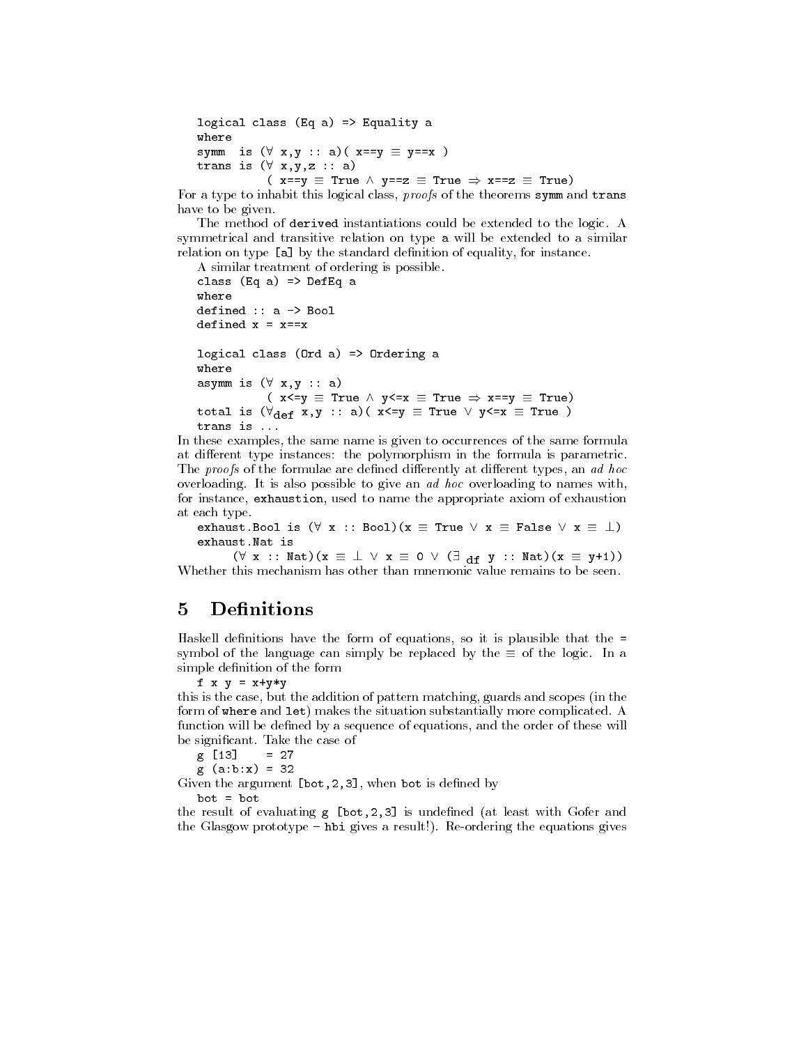```
logical class (Eq a) => Equality a
where
symm  is (∀ x,y :: a)( x==y ≡ y==x )
trans is (∀ x,y,z :: a)
           ( x==y ≡ True ∧ y==z ≡ True ⇒ x==z ≡ True)
```

For a type to inhabit this logical class, *proofs* of the theorems `symm` and `trans` have to be given.

The method of `derived` instantiations could be extended to the logic. A symmetrical and transitive relation on type `a` will be extended to a similar relation on type `[a]` by the standard definition of equality, for instance.

A similar treatment of ordering is possible.

```
class (Eq a) => DefEq a
where
defined :: a -> Bool
defined x = x==x

logical class (Ord a) => Ordering a
where
asymm is (∀ x,y :: a)
           ( x<=y ≡ True ∧ y<=x ≡ True ⇒ x==y ≡ True)
total is (∀def x,y :: a)( x<=y ≡ True ∨ y<=x ≡ True )
trans is ...
```

In these examples, the same name is given to occurrences of the same formula at different type instances: the polymorphism in the formula is parametric. The *proofs* of the formulae are defined differently at different types, an *ad hoc* overloading. It is also possible to give an *ad hoc* overloading to names with, for instance, `exhaustion`, used to name the appropriate axiom of exhaustion at each type.

```
exhaust.Bool is (∀ x :: Bool)(x ≡ True ∨ x ≡ False ∨ x ≡ ⊥)
exhaust.Nat is
      (∀ x :: Nat)(x ≡ ⊥ ∨ x ≡ 0 ∨ (∃ df y :: Nat)(x ≡ y+1))
```

Whether this mechanism has other than mnemonic value remains to be seen.

## 5 Definitions

Haskell definitions have the form of equations, so it is plausible that the `=` symbol of the language can simply be replaced by the $\equiv$ of the logic. In a simple definition of the form

```
f x y = x+y*y
```

this is the case, but the addition of pattern matching, guards and scopes (in the form of `where` and `let`) makes the situation substantially more complicated. A function will be defined by a sequence of equations, and the order of these will be significant. Take the case of

```
g [13]    = 27
g (a:b:x) = 32
```

Given the argument `[bot,2,3]`, when `bot` is defined by

```
bot = bot
```

the result of evaluating `g [bot,2,3]` is undefined (at least with Gofer and the Glasgow prototype – `hbi` gives a result!). Re-ordering the equations gives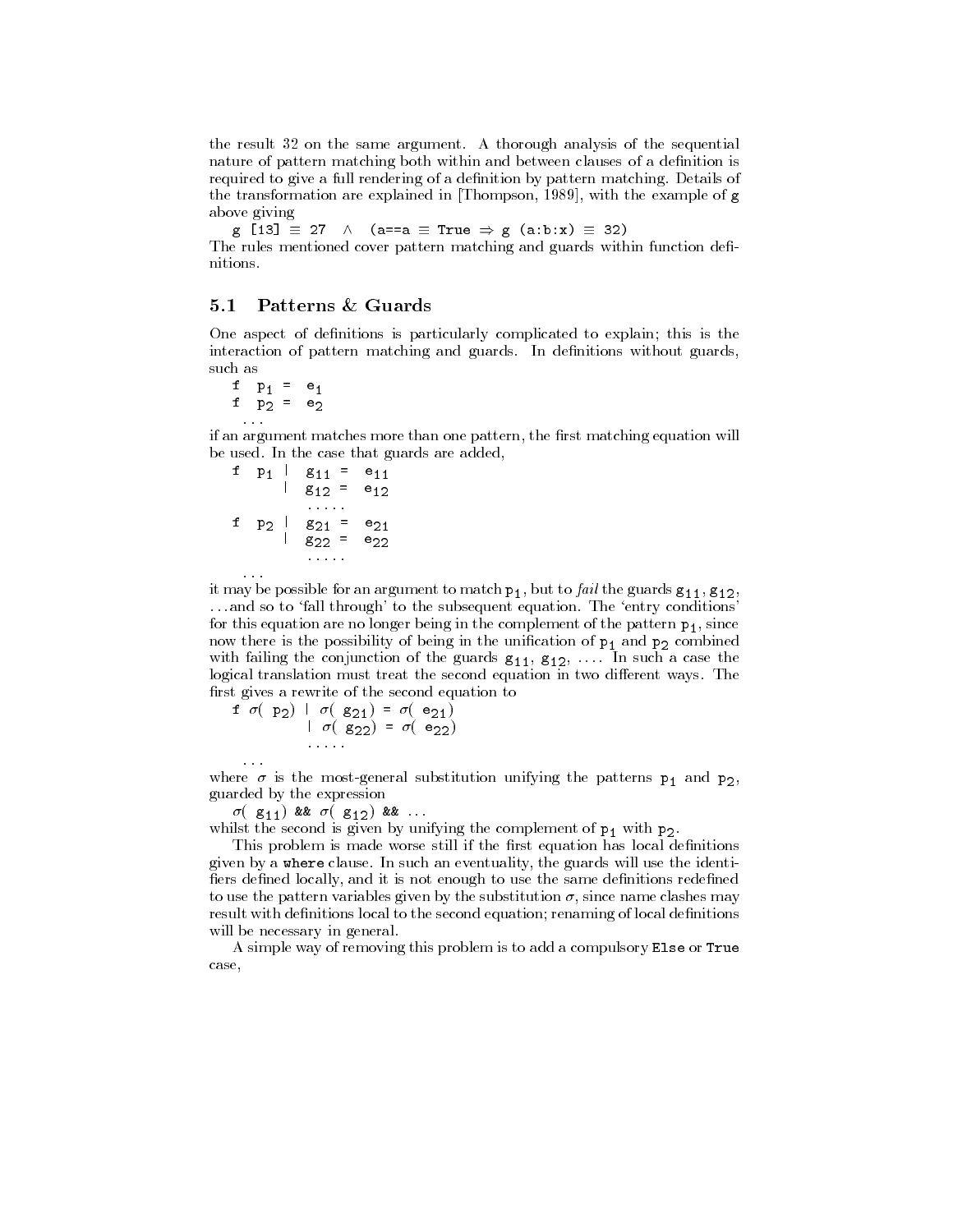the result 32 on the same argument. A thorough analysis of the sequential nature of pattern matching both within and between clauses of a definition is required to give a full rendering of a definition by pattern matching. Details of the transformation are explained in [Thompson, 1989], with the example of g above giving

```
g [13] ≡ 27  ∧  (a==a ≡ True ⇒ g (a:b:x) ≡ 32)
```

The rules mentioned cover pattern matching and guards within function definitions.

## 5.1 Patterns & Guards

One aspect of definitions is particularly complicated to explain; this is the interaction of pattern matching and guards. In definitions without guards, such as

```
f  p1 =  e1
f  p2 =  e2
  ...
```

if an argument matches more than one pattern, the first matching equation will be used. In the case that guards are added,

```
f  p1 |  g11 =  e11
      |  g12 =  e12
         .....
f  p2 |  g21 =  e21
      |  g22 =  e22
         .....
  ...
```

it may be possible for an argument to match $p_1$, but to *fail* the guards $g_{11}$, $g_{12}$, ...and so to 'fall through' to the subsequent equation. The 'entry conditions' for this equation are no longer being in the complement of the pattern $p_1$, since now there is the possibility of being in the unification of $p_1$ and $p_2$ combined with failing the conjunction of the guards $g_{11}$, $g_{12}$, .... In such a case the logical translation must treat the second equation in two different ways. The first gives a rewrite of the second equation to

```
f σ( p2) | σ( g21) = σ( e21)
         | σ( g22) = σ( e22)
           .....
  ...
```

where $\sigma$ is the most-general substitution unifying the patterns $p_1$ and $p_2$, guarded by the expression

```
σ( g11) && σ( g12) && ...
```

whilst the second is given by unifying the complement of $p_1$ with $p_2$.

This problem is made worse still if the first equation has local definitions given by a `where` clause. In such an eventuality, the guards will use the identifiers defined locally, and it is not enough to use the same definitions redefined to use the pattern variables given by the substitution $\sigma$, since name clashes may result with definitions local to the second equation; renaming of local definitions will be necessary in general.

A simple way of removing this problem is to add a compulsory `Else` or `True` case,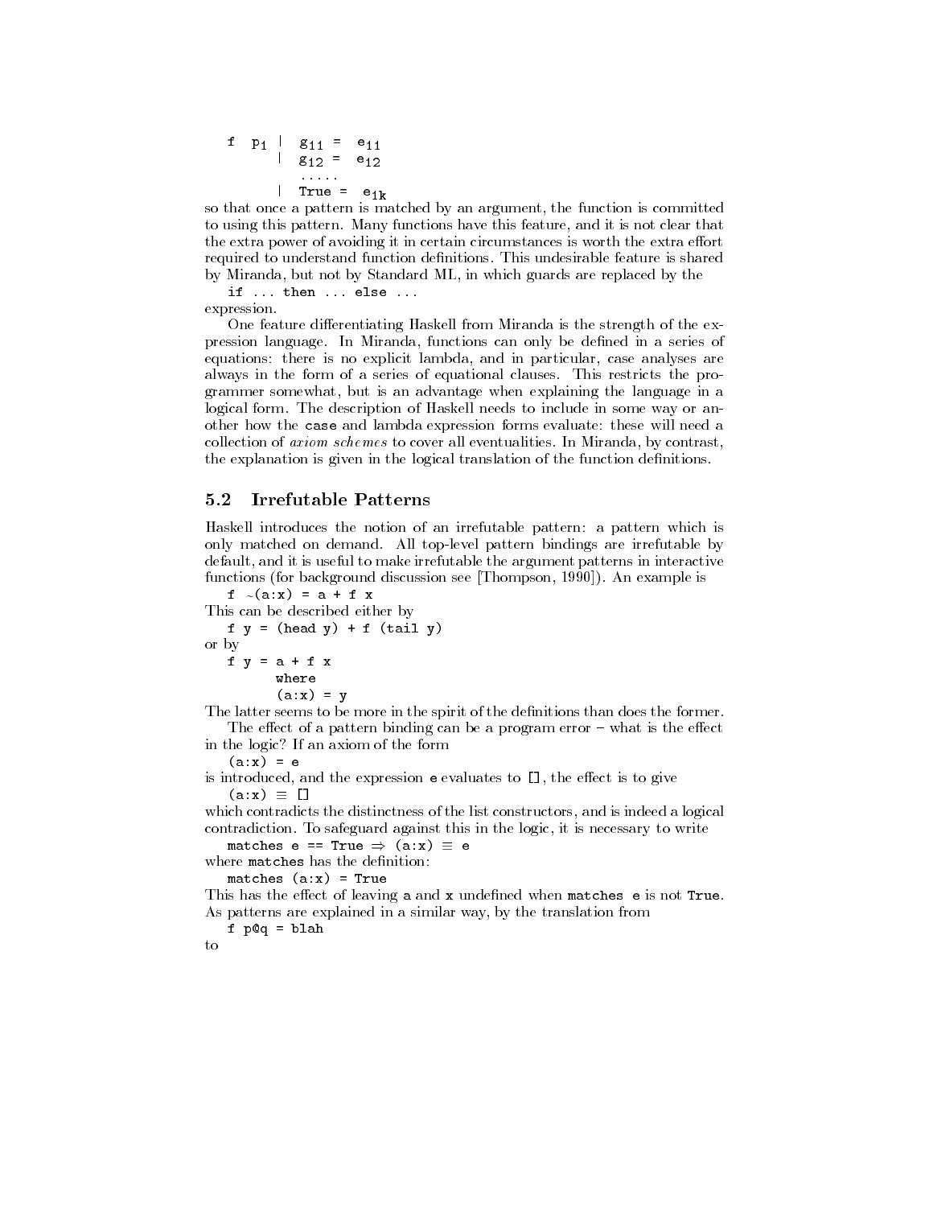```
f  p1 |  g11 =  e11
      |  g12 =  e12
         .....
      |  True =  e1k
```

so that once a pattern is matched by an argument, the function is committed to using this pattern. Many functions have this feature, and it is not clear that the extra power of avoiding it in certain circumstances is worth the extra effort required to understand function definitions. This undesirable feature is shared by Miranda, but not by Standard ML, in which guards are replaced by the

```
if ... then ... else ...
```

expression.

One feature differentiating Haskell from Miranda is the strength of the expression language. In Miranda, functions can only be defined in a series of equations: there is no explicit lambda, and in particular, case analyses are always in the form of a series of equational clauses. This restricts the programmer somewhat, but is an advantage when explaining the language in a logical form. The description of Haskell needs to include in some way or another how the `case` and lambda expression forms evaluate: these will need a collection of *axiom schemes* to cover all eventualities. In Miranda, by contrast, the explanation is given in the logical translation of the function definitions.

## 5.2 Irrefutable Patterns

Haskell introduces the notion of an irrefutable pattern: a pattern which is only matched on demand. All top-level pattern bindings are irrefutable by default, and it is useful to make irrefutable the argument patterns in interactive functions (for background discussion see [Thompson, 1990]). An example is

```
f ~(a:x) = a + f x
```

This can be described either by

```
f y = (head y) + f (tail y)
```

or by

```
f y = a + f x
      where
      (a:x) = y
```

The latter seems to be more in the spirit of the definitions than does the former.

The effect of a pattern binding can be a program error – what is the effect in the logic? If an axiom of the form

```
(a:x) = e
```

is introduced, and the expression `e` evaluates to `[]`, the effect is to give

```
(a:x) ≡ []
```

which contradicts the distinctness of the list constructors, and is indeed a logical contradiction. To safeguard against this in the logic, it is necessary to write

```
matches e == True ⇒ (a:x) ≡ e
```

where `matches` has the definition:

```
matches (a:x) = True
```

This has the effect of leaving `a` and `x` undefined when `matches e` is not `True`. As patterns are explained in a similar way, by the translation from

```
f p@q = blah
```

to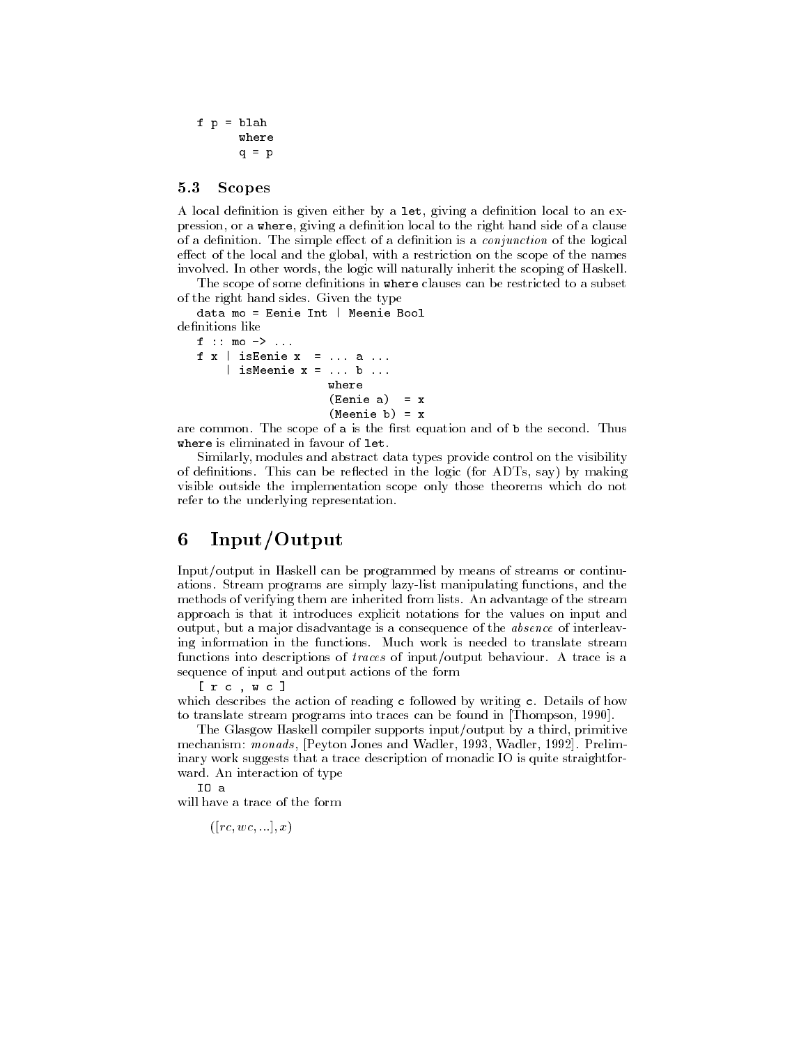```
f p = blah
      where
      q = p
```

### 5.3 Scopes

A local definition is given either by a `let`, giving a definition local to an expression, or a `where`, giving a definition local to the right hand side of a clause of a definition. The simple effect of a definition is a *conjunction* of the logical effect of the local and the global, with a restriction on the scope of the names involved. In other words, the logic will naturally inherit the scoping of Haskell.

The scope of some definitions in `where` clauses can be restricted to a subset of the right hand sides. Given the type

```
data mo = Eenie Int | Meenie Bool
```

definitions like

```
f :: mo -> ...
f x | isEenie x  = ... a ...
    | isMeenie x = ... b ...
                   where
                   (Eenie a)  = x
                   (Meenie b) = x
```

are common. The scope of `a` is the first equation and of `b` the second. Thus `where` is eliminated in favour of `let`.

Similarly, modules and abstract data types provide control on the visibility of definitions. This can be reflected in the logic (for ADTs, say) by making visible outside the implementation scope only those theorems which do not refer to the underlying representation.

## 6 Input/Output

Input/output in Haskell can be programmed by means of streams or continuations. Stream programs are simply lazy-list manipulating functions, and the methods of verifying them are inherited from lists. An advantage of the stream approach is that it introduces explicit notations for the values on input and output, but a major disadvantage is a consequence of the *absence* of interleaving information in the functions. Much work is needed to translate stream functions into descriptions of *traces* of input/output behaviour. A trace is a sequence of input and output actions of the form

```
[ r c , w c ]
```

which describes the action of reading `c` followed by writing `c`. Details of how to translate stream programs into traces can be found in [Thompson, 1990].

The Glasgow Haskell compiler supports input/output by a third, primitive mechanism: *monads*, [Peyton Jones and Wadler, 1993, Wadler, 1992]. Preliminary work suggests that a trace description of monadic IO is quite straightforward. An interaction of type

```
IO a
```

will have a trace of the form

$$([rc, wc, ...], x)$$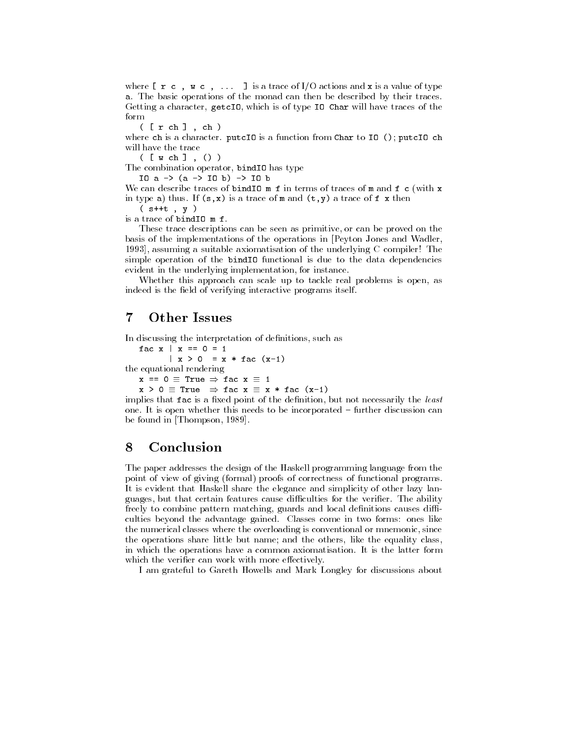where `[ r c , w c , ... ]` is a trace of I/O actions and `x` is a value of type `a`. The basic operations of the monad can then be described by their traces. Getting a character, `getcIO`, which is of type `IO Char` will have traces of the form

```
( [ r ch ] , ch )
```

where `ch` is a character. `putcIO` is a function from `Char` to `IO ()`; `putcIO ch` will have the trace

```
( [ w ch ] , () )
```

The combination operator, `bindIO` has type

```
IO a -> (a -> IO b) -> IO b
```

We can describe traces of `bindIO m f` in terms of traces of `m` and `f c` (with `x` in type `a`) thus. If `(s,x)` is a trace of `m` and `(t,y)` a trace of `f x` then

```
( s++t , y )
```

is a trace of `bindIO m f`.

These trace descriptions can be seen as primitive, or can be proved on the basis of the implementations of the operations in [Peyton Jones and Wadler, 1993], assuming a suitable axiomatisation of the underlying C compiler! The simple operation of the `bindIO` functional is due to the data dependencies evident in the underlying implementation, for instance.

Whether this approach can scale up to tackle real problems is open, as indeed is the field of verifying interactive programs itself.

## 7 Other Issues

In discussing the interpretation of definitions, such as

```
fac x | x == 0 = 1
      | x > 0  = x * fac (x-1)
```

the equational rendering

```
x == 0 ≡ True ⇒ fac x ≡ 1
x > 0 ≡ True  ⇒ fac x ≡ x * fac (x-1)
```

implies that `fac` is a fixed point of the definition, but not necessarily the *least* one. It is open whether this needs to be incorporated – further discussion can be found in [Thompson, 1989].

## 8 Conclusion

The paper addresses the design of the Haskell programming language from the point of view of giving (formal) proofs of correctness of functional programs. It is evident that Haskell share the elegance and simplicity of other lazy languages, but that certain features cause difficulties for the verifier. The ability freely to combine pattern matching, guards and local definitions causes difficulties beyond the advantage gained. Classes come in two forms: ones like the numerical classes where the overloading is conventional or mnemonic, since the operations share little but name; and the others, like the equality class, in which the operations have a common axiomatisation. It is the latter form which the verifier can work with more effectively.

I am grateful to Gareth Howells and Mark Longley for discussions about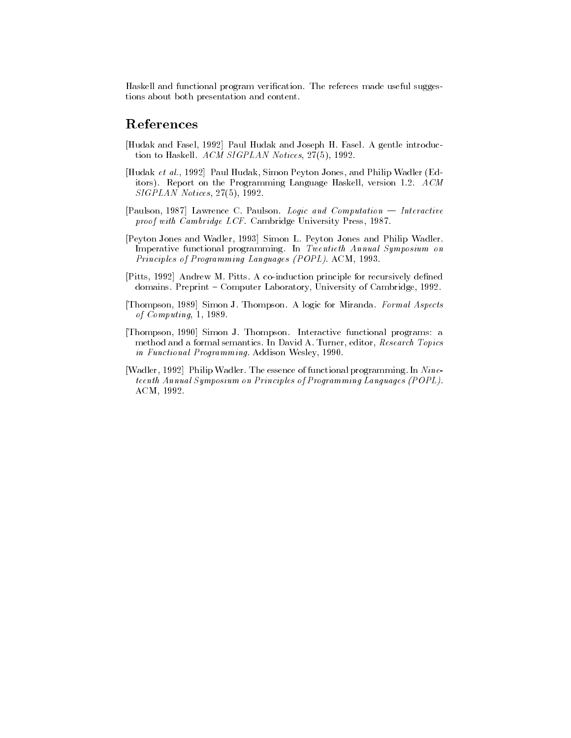Haskell and functional program verification. The referees made useful suggestions about both presentation and content.

## References

[Hudak and Fasel, 1992] Paul Hudak and Joseph H. Fasel. A gentle introduction to Haskell. *ACM SIGPLAN Notices*, 27(5), 1992.

[Hudak *et al.*, 1992] Paul Hudak, Simon Peyton Jones, and Philip Wadler (Editors). Report on the Programming Language Haskell, version 1.2. *ACM SIGPLAN Notices*, 27(5), 1992.

[Paulson, 1987] Lawrence C. Paulson. *Logic and Computation — Interactive proof with Cambridge LCF*. Cambridge University Press, 1987.

[Peyton Jones and Wadler, 1993] Simon L. Peyton Jones and Philip Wadler. Imperative functional programming. In *Twentieth Annual Symposium on Principles of Programming Languages (POPL)*. ACM, 1993.

[Pitts, 1992] Andrew M. Pitts. A co-induction principle for recursively defined domains. Preprint – Computer Laboratory, University of Cambridge, 1992.

[Thompson, 1989] Simon J. Thompson. A logic for Miranda. *Formal Aspects of Computing*, 1, 1989.

[Thompson, 1990] Simon J. Thompson. Interactive functional programs: a method and a formal semantics. In David A. Turner, editor, *Research Topics in Functional Programming*. Addison Wesley, 1990.

[Wadler, 1992] Philip Wadler. The essence of functional programming. In *Nineteenth Annual Symposium on Principles of Programming Languages (POPL)*. ACM, 1992.